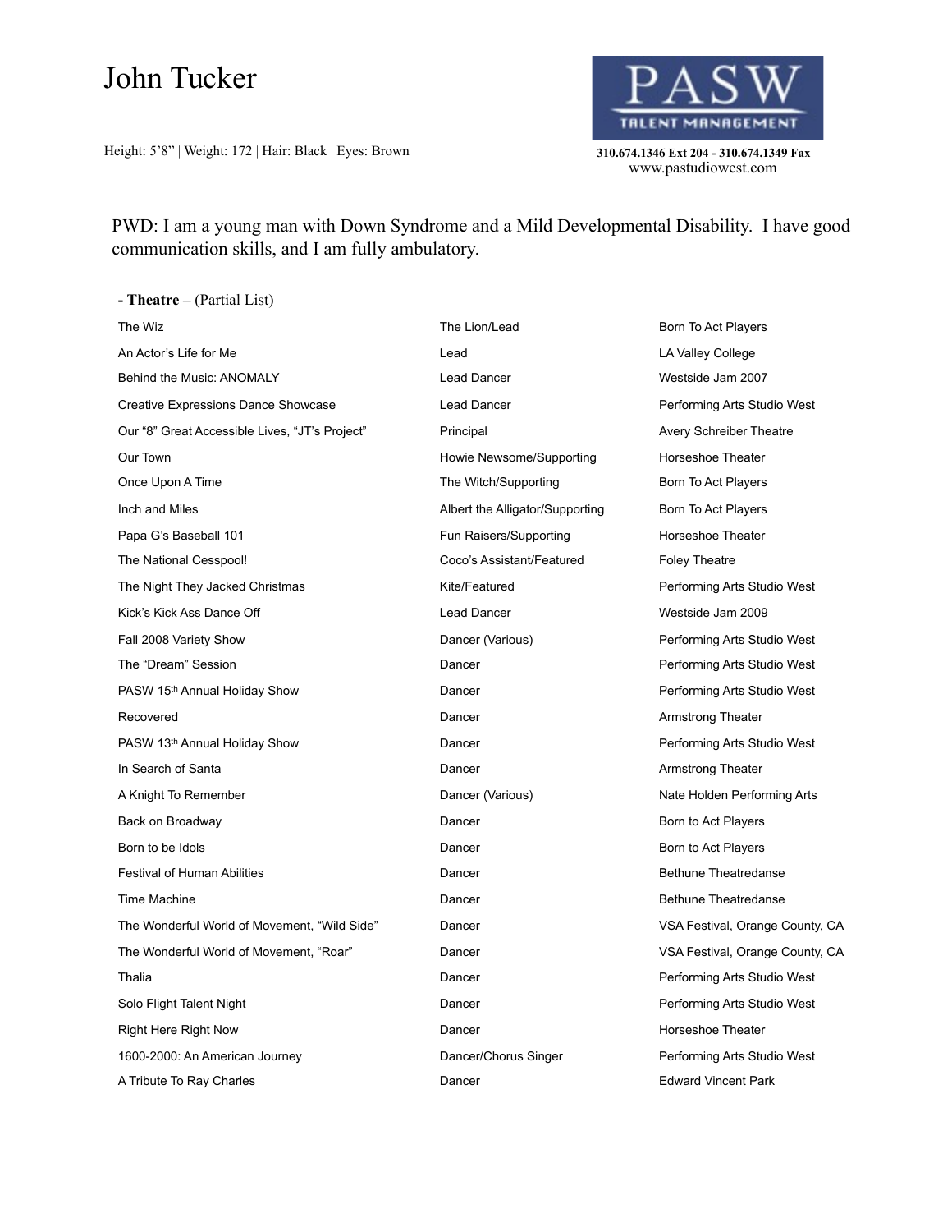# John Tucker

Height: 5'8" | Weight: 172 | Hair: Black | Eyes: Brown

PASW TALENT MANAGEMENT

310.674.1346 Ext 204 - 310.674.1349 Fax
www.pastudiowest.com

PWD: I am a young man with Down Syndrome and a Mild Developmental Disability. I have good communication skills, and I am fully ambulatory.

**- Theatre –** (Partial List)

| | | |
|---|---|---|
| The Wiz | The Lion/Lead | Born To Act Players |
| An Actor's Life for Me | Lead | LA Valley College |
| Behind the Music: ANOMALY | Lead Dancer | Westside Jam 2007 |
| Creative Expressions Dance Showcase | Lead Dancer | Performing Arts Studio West |
| Our "8" Great Accessible Lives, "JT's Project" | Principal | Avery Schreiber Theatre |
| Our Town | Howie Newsome/Supporting | Horseshoe Theater |
| Once Upon A Time | The Witch/Supporting | Born To Act Players |
| Inch and Miles | Albert the Alligator/Supporting | Born To Act Players |
| Papa G's Baseball 101 | Fun Raisers/Supporting | Horseshoe Theater |
| The National Cesspool! | Coco's Assistant/Featured | Foley Theatre |
| The Night They Jacked Christmas | Kite/Featured | Performing Arts Studio West |
| Kick's Kick Ass Dance Off | Lead Dancer | Westside Jam 2009 |
| Fall 2008 Variety Show | Dancer (Various) | Performing Arts Studio West |
| The "Dream" Session | Dancer | Performing Arts Studio West |
| PASW 15th Annual Holiday Show | Dancer | Performing Arts Studio West |
| Recovered | Dancer | Armstrong Theater |
| PASW 13th Annual Holiday Show | Dancer | Performing Arts Studio West |
| In Search of Santa | Dancer | Armstrong Theater |
| A Knight To Remember | Dancer (Various) | Nate Holden Performing Arts |
| Back on Broadway | Dancer | Born to Act Players |
| Born to be Idols | Dancer | Born to Act Players |
| Festival of Human Abilities | Dancer | Bethune Theatredanse |
| Time Machine | Dancer | Bethune Theatredanse |
| The Wonderful World of Movement, "Wild Side" | Dancer | VSA Festival, Orange County, CA |
| The Wonderful World of Movement, "Roar" | Dancer | VSA Festival, Orange County, CA |
| Thalia | Dancer | Performing Arts Studio West |
| Solo Flight Talent Night | Dancer | Performing Arts Studio West |
| Right Here Right Now | Dancer | Horseshoe Theater |
| 1600-2000: An American Journey | Dancer/Chorus Singer | Performing Arts Studio West |
| A Tribute To Ray Charles | Dancer | Edward Vincent Park |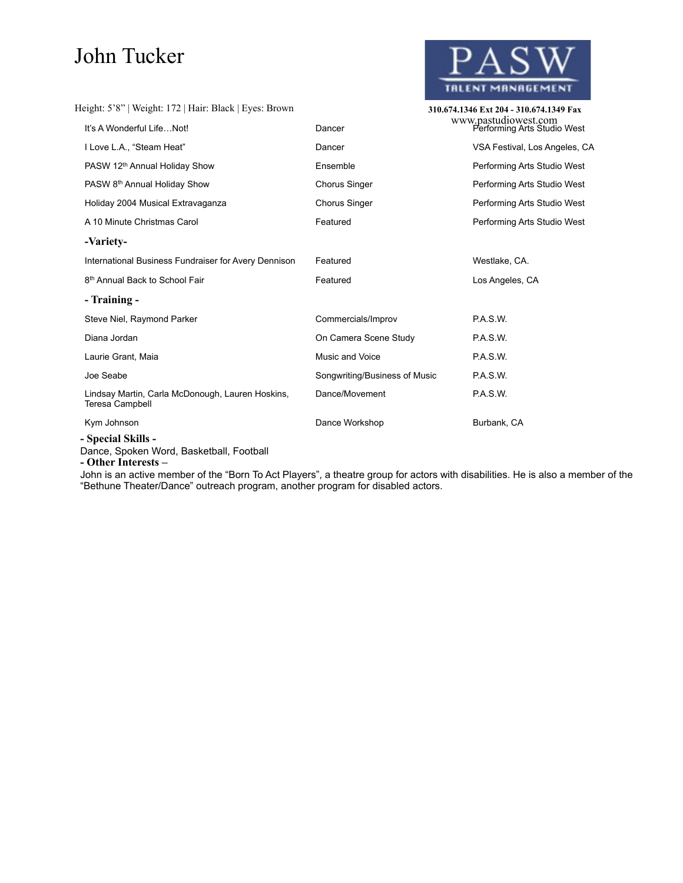# John Tucker

PASW TALENT MANAGEMENT

310.674.1346 Ext 204 - 310.674.1349 Fax
www.pastudiowest.com

Height: 5'8" | Weight: 172 | Hair: Black | Eyes: Brown

| | | |
|---|---|---|
| It's A Wonderful Life…Not! | Dancer | Performing Arts Studio West |
| I Love L.A., "Steam Heat" | Dancer | VSA Festival, Los Angeles, CA |
| PASW 12th Annual Holiday Show | Ensemble | Performing Arts Studio West |
| PASW 8th Annual Holiday Show | Chorus Singer | Performing Arts Studio West |
| Holiday 2004 Musical Extravaganza | Chorus Singer | Performing Arts Studio West |
| A 10 Minute Christmas Carol | Featured | Performing Arts Studio West |

**-Variety-**

| | | |
|---|---|---|
| International Business Fundraiser for Avery Dennison | Featured | Westlake, CA. |
| 8th Annual Back to School Fair | Featured | Los Angeles, CA |

**- Training -**

| | | |
|---|---|---|
| Steve Niel, Raymond Parker | Commercials/Improv | P.A.S.W. |
| Diana Jordan | On Camera Scene Study | P.A.S.W. |
| Laurie Grant, Maia | Music and Voice | P.A.S.W. |
| Joe Seabe | Songwriting/Business of Music | P.A.S.W. |
| Lindsay Martin, Carla McDonough, Lauren Hoskins, Teresa Campbell | Dance/Movement | P.A.S.W. |
| Kym Johnson | Dance Workshop | Burbank, CA |

**- Special Skills -**

Dance, Spoken Word, Basketball, Football

**- Other Interests –**

John is an active member of the "Born To Act Players", a theatre group for actors with disabilities. He is also a member of the "Bethune Theater/Dance" outreach program, another program for disabled actors.